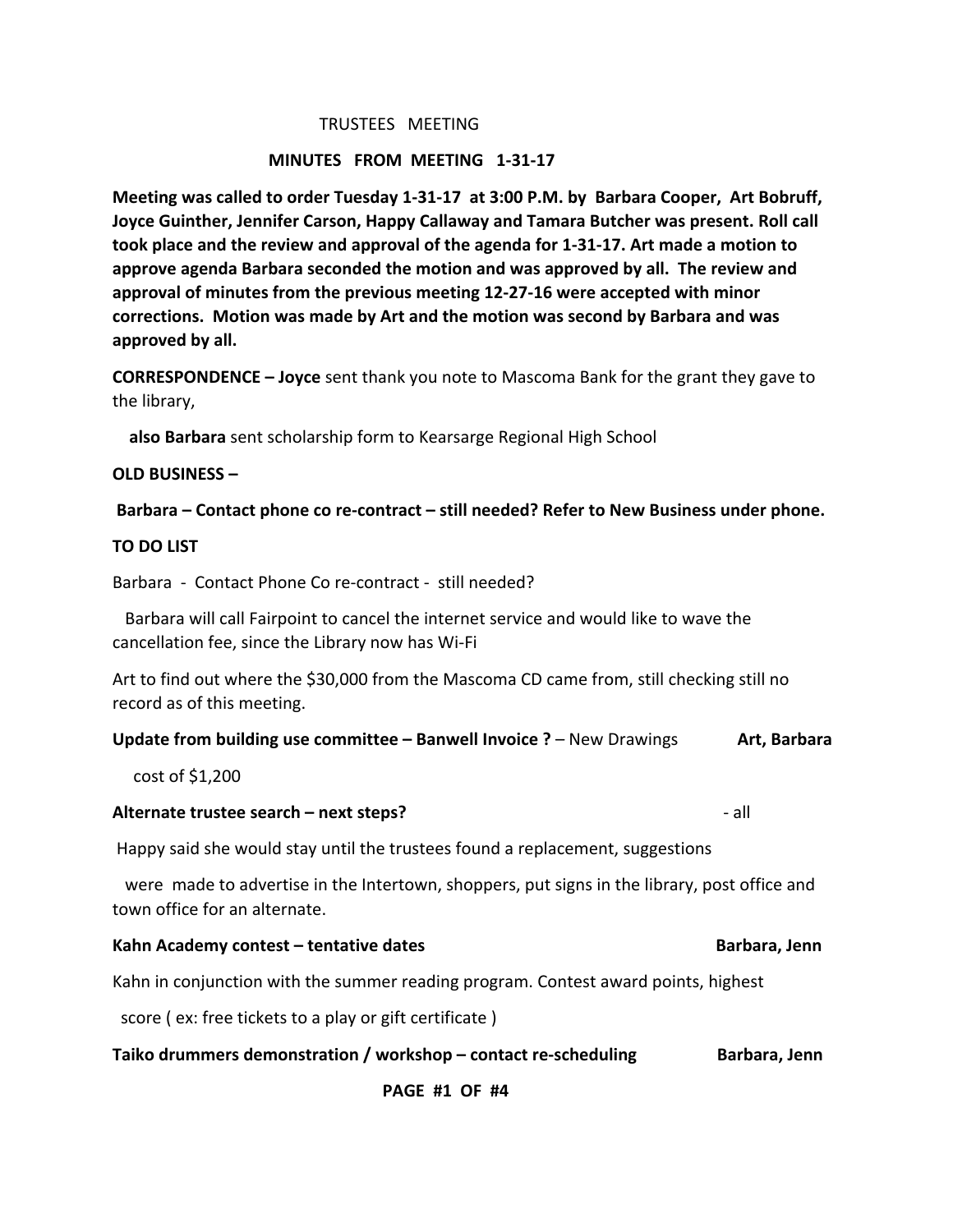# TRUSTEES MEETING

## MINUTES FROM MEETING 1-31-17

**Meeting was called to order Tuesday 1-31-17 at 3:00 P.M. by Barbara Cooper, Art Bobruff, Joyce Guinther, Jennifer Carson, Happy Callaway and Tamara Butcher was present. Roll call took place and the review and approval of the agenda for 1-31-17. Art made a motion to approve agenda Barbara seconded the motion and was approved by all. The review and approval of minutes from the previous meeting 12-27-16 were accepted with minor corrections. Motion was made by Art and the motion was second by Barbara and was approved by all.**

**CORRESPONDENCE – Joyce** sent thank you note to Mascoma Bank for the grant they gave to the library,

**also Barbara** sent scholarship form to Kearsarge Regional High School

**OLD BUSINESS –**

**Barbara – Contact phone co re-contract – still needed? Refer to New Business under phone.**

**TO DO LIST**

Barbara - Contact Phone Co re-contract - still needed?

Barbara will call Fairpoint to cancel the internet service and would like to wave the cancellation fee, since the Library now has Wi-Fi

Art to find out where the $30,000 from the Mascoma CD came from, still checking still no record as of this meeting.

**Update from building use committee – Banwell Invoice ?** – New Drawings **Art, Barbara**

cost of $1,200

**Alternate trustee search – next steps?** - all

Happy said she would stay until the trustees found a replacement, suggestions were made to advertise in the Intertown, shoppers, put signs in the library, post office and town office for an alternate.

**Kahn Academy contest – tentative dates** **Barbara, Jenn**

Kahn in conjunction with the summer reading program. Contest award points, highest score ( ex: free tickets to a play or gift certificate )

**Taiko drummers demonstration / workshop – contact re-scheduling** **Barbara, Jenn**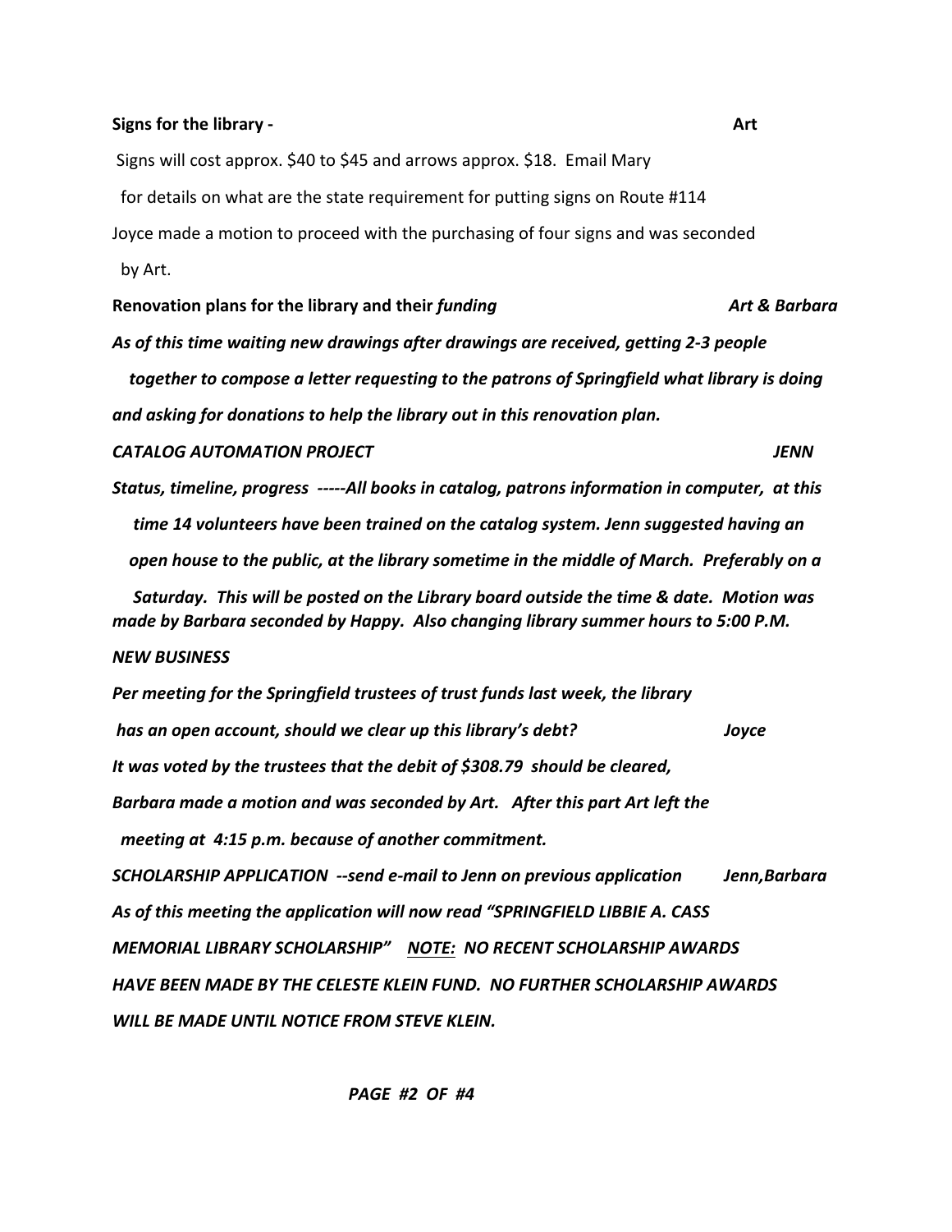**Signs for the library -** **Art**

Signs will cost approx. $40 to $45 and arrows approx. $18. Email Mary for details on what are the state requirement for putting signs on Route #114

Joyce made a motion to proceed with the purchasing of four signs and was seconded by Art.

**Renovation plans for the library and their *funding*** ***Art & Barbara***

*As of this time waiting new drawings after drawings are received, getting 2-3 people together to compose a letter requesting to the patrons of Springfield what library is doing and asking for donations to help the library out in this renovation plan.*

***CATALOG AUTOMATION PROJECT*** ***JENN***

*Status, timeline, progress -----All books in catalog, patrons information in computer, at this time 14 volunteers have been trained on the catalog system. Jenn suggested having an open house to the public, at the library sometime in the middle of March. Preferably on a Saturday. This will be posted on the Library board outside the time & date. Motion was made by Barbara seconded by Happy. Also changing library summer hours to 5:00 P.M.*

***NEW BUSINESS***

*Per meeting for the Springfield trustees of trust funds last week, the library has an open account, should we clear up this library's debt?* ***Joyce***

*It was voted by the trustees that the debit of $308.79 should be cleared, Barbara made a motion and was seconded by Art. After this part Art left the meeting at 4:15 p.m. because of another commitment.*

***SCHOLARSHIP APPLICATION --send e-mail to Jenn on previous application*** ***Jenn,Barbara***

***As of this meeting the application will now read "SPRINGFIELD LIBBIE A. CASS MEMORIAL LIBRARY SCHOLARSHIP" <u>NOTE:</u> NO RECENT SCHOLARSHIP AWARDS HAVE BEEN MADE BY THE CELESTE KLEIN FUND. NO FURTHER SCHOLARSHIP AWARDS WILL BE MADE UNTIL NOTICE FROM STEVE KLEIN.***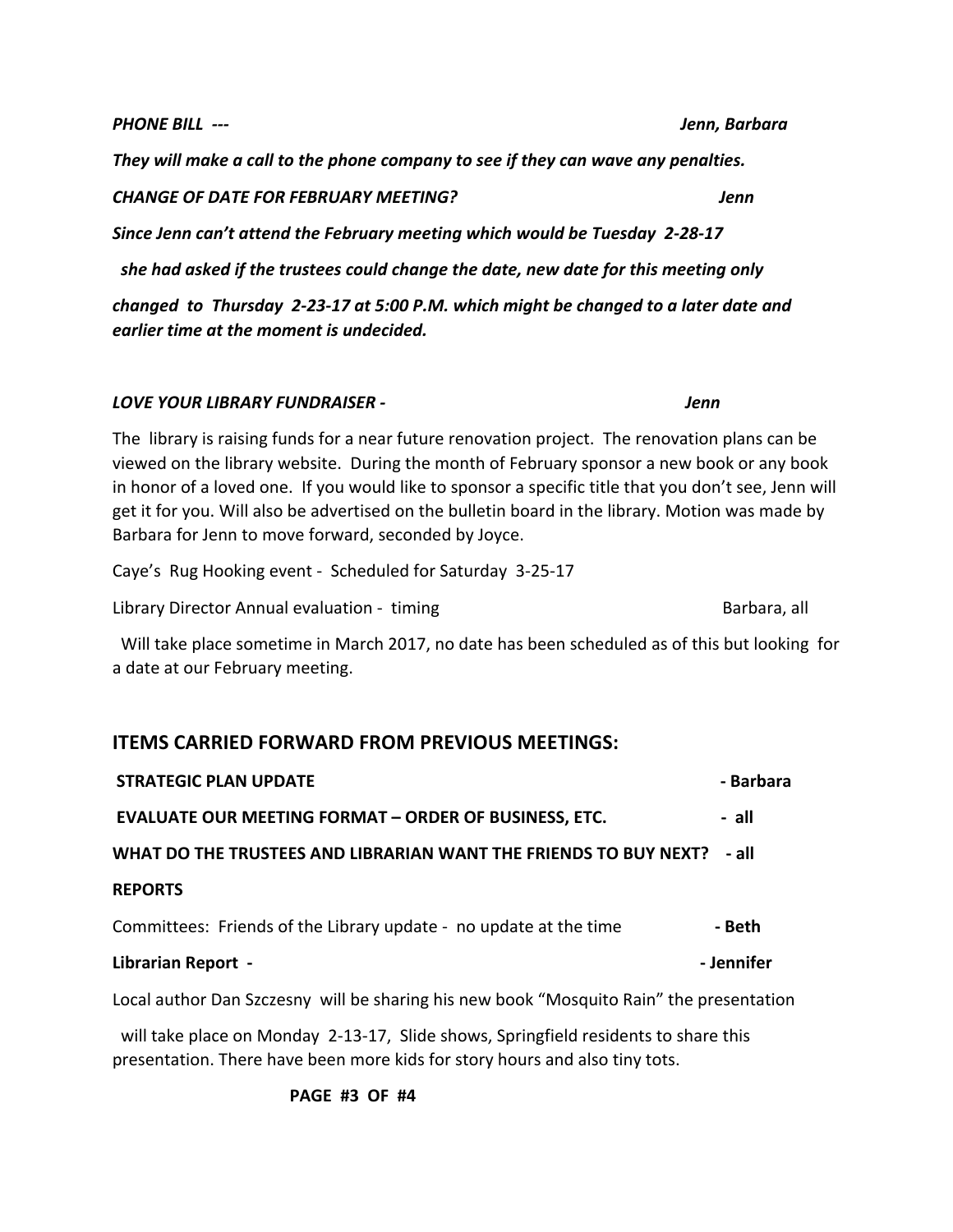***PHONE BILL ---*** ***Jenn, Barbara***

***They will make a call to the phone company to see if they can wave any penalties.***

***CHANGE OF DATE FOR FEBRUARY MEETING?*** ***Jenn***

***Since Jenn can't attend the February meeting which would be Tuesday 2-28-17***

***she had asked if the trustees could change the date, new date for this meeting only***

***changed to Thursday 2-23-17 at 5:00 P.M. which might be changed to a later date and earlier time at the moment is undecided.***

***LOVE YOUR LIBRARY FUNDRAISER -*** ***Jenn***

The library is raising funds for a near future renovation project. The renovation plans can be viewed on the library website. During the month of February sponsor a new book or any book in honor of a loved one. If you would like to sponsor a specific title that you don't see, Jenn will get it for you. Will also be advertised on the bulletin board in the library. Motion was made by Barbara for Jenn to move forward, seconded by Joyce.

Caye's Rug Hooking event - Scheduled for Saturday 3-25-17

Library Director Annual evaluation - timing Barbara, all

Will take place sometime in March 2017, no date has been scheduled as of this but looking for a date at our February meeting.

## ITEMS CARRIED FORWARD FROM PREVIOUS MEETINGS:

**STRATEGIC PLAN UPDATE - Barbara**

**EVALUATE OUR MEETING FORMAT – ORDER OF BUSINESS, ETC. - all**

**WHAT DO THE TRUSTEES AND LIBRARIAN WANT THE FRIENDS TO BUY NEXT? - all**

**REPORTS**

Committees: Friends of the Library update - no update at the time **- Beth**

**Librarian Report - - Jennifer**

Local author Dan Szczesny will be sharing his new book "Mosquito Rain" the presentation

will take place on Monday 2-13-17, Slide shows, Springfield residents to share this presentation. There have been more kids for story hours and also tiny tots.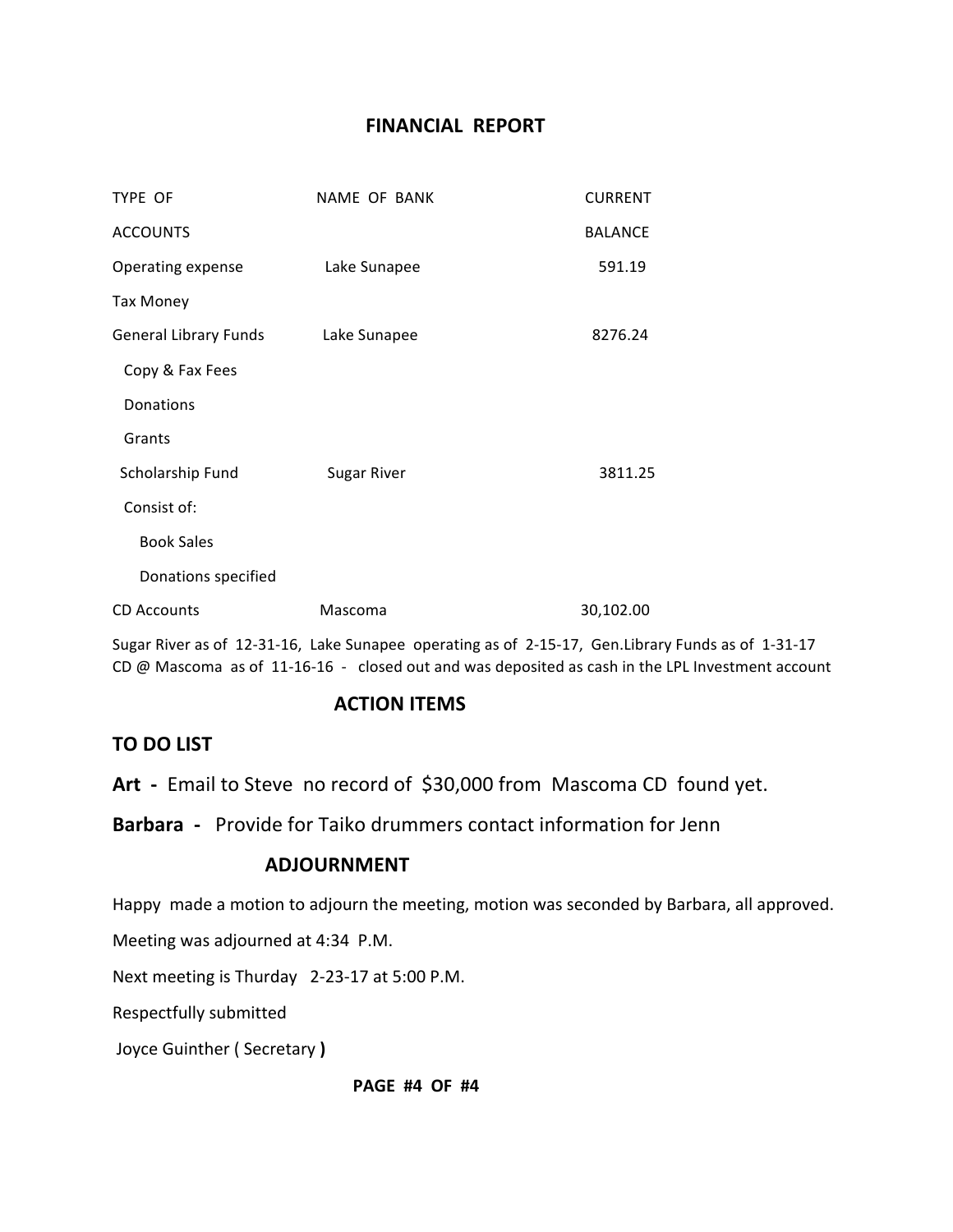# FINANCIAL REPORT

| TYPE OF ACCOUNTS | NAME OF BANK | CURRENT BALANCE |
| --- | --- | --- |
| Operating expense | Lake Sunapee | 591.19 |
| Tax Money | | |
| General Library Funds | Lake Sunapee | 8276.24 |
| Copy & Fax Fees | | |
| Donations | | |
| Grants | | |
| Scholarship Fund | Sugar River | 3811.25 |
| Consist of: | | |
| Book Sales | | |
| Donations specified | | |
| CD Accounts | Mascoma | 30,102.00 |

Sugar River as of 12-31-16, Lake Sunapee operating as of 2-15-17, Gen.Library Funds as of 1-31-17
CD @ Mascoma as of 11-16-16 - closed out and was deposited as cash in the LPL Investment account

## ACTION ITEMS

### TO DO LIST

**Art -** Email to Steve no record of $30,000 from Mascoma CD found yet.

**Barbara -** Provide for Taiko drummers contact information for Jenn

## ADJOURNMENT

Happy made a motion to adjourn the meeting, motion was seconded by Barbara, all approved.

Meeting was adjourned at 4:34 P.M.

Next meeting is Thurday 2-23-17 at 5:00 P.M.

Respectfully submitted

Joyce Guinther ( Secretary **)**